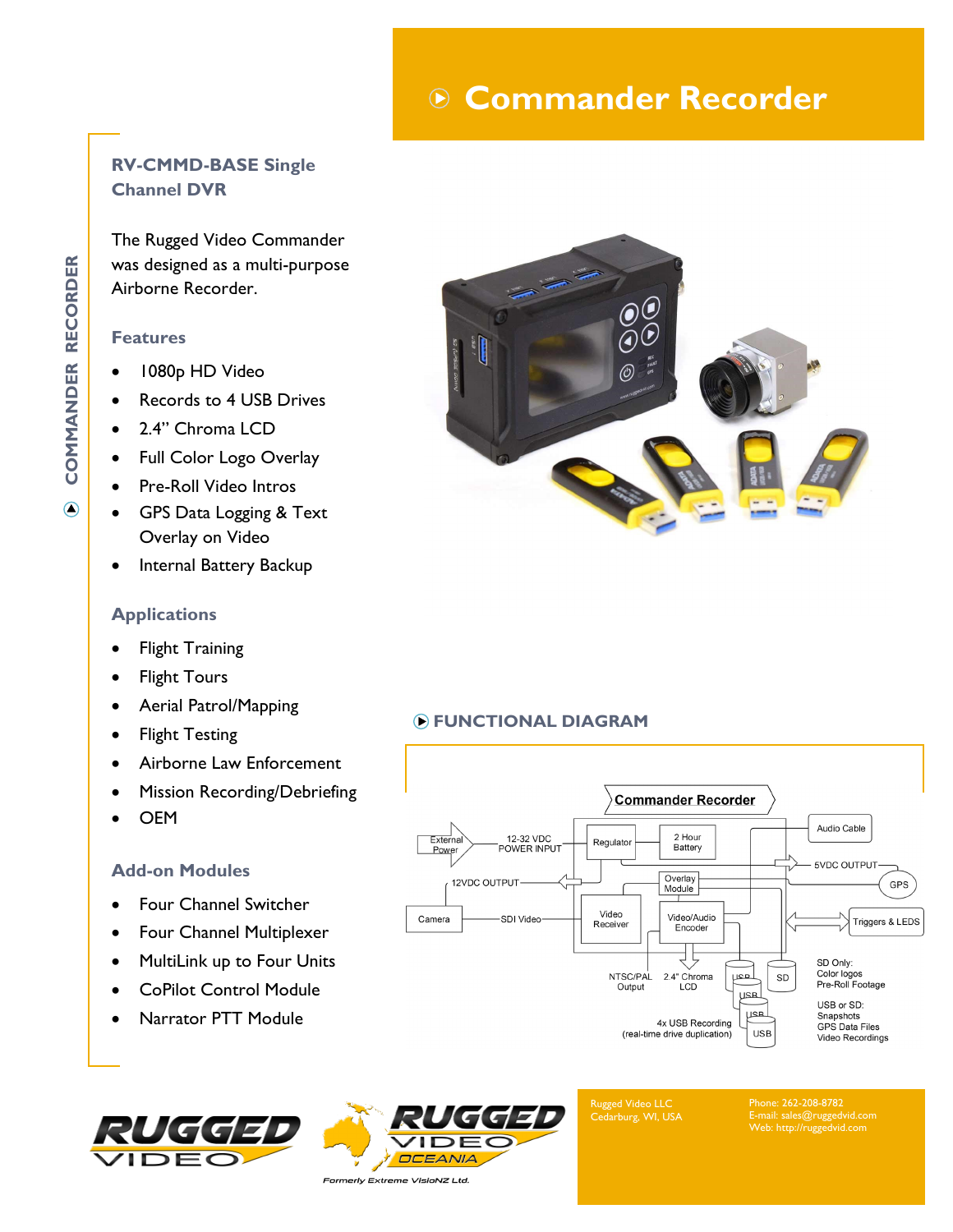# Commander Recorder

## RV-CMMD-BASE Single Channel DVR

The Rugged Video Commander was designed as a multi-purpose Airborne Recorder.

### Features

- 1080p HD Video
- Records to 4 USB Drives
- 2.4" Chroma LCD
- Full Color Logo Overlay
- Pre-Roll Video Intros
- GPS Data Logging & Text Overlay on Video
- Internal Battery Backup

### Applications

- Flight Training
- Flight Tours
- Aerial Patrol/Mapping
- Flight Testing
- Airborne Law Enforcement
- Mission Recording/Debriefing
- OEM

### Add-on Modules

- Four Channel Switcher
- Four Channel Multiplexer
- MultiLink up to Four Units
- CoPilot Control Module
- Narrator PTT Module

## FUNCTIONAL DIAGRAM

Commander Recorder

External Power — 12-32 VDC POWER INPUT — Regulator — 2 Hour Battery — 5VDC OUTPUT — GPS

12VDC OUTPUT — Overlay Module — Audio Cable

Camera — SDI Video — Video Receiver — Video/Audio Encoder — Triggers & LEDS

NTSC/PAL Output — 2.4" Chroma LCD — USB — USB — USB — USB — SD

4x USB Recording (real-time drive duplication)

SD Only: Color logos, Pre-Roll Footage

USB or SD: Snapshots, GPS Data Files, Video Recordings

RUGGED VIDEO

RUGGED VIDEO OCEANIA — Formerly Extreme VisioNZ Ltd.

Rugged Video LLC
Cedarburg, WI, USA

Phone: 262-208-8782
E-mail: sales@ruggedvid.com
Web: http://ruggedvid.com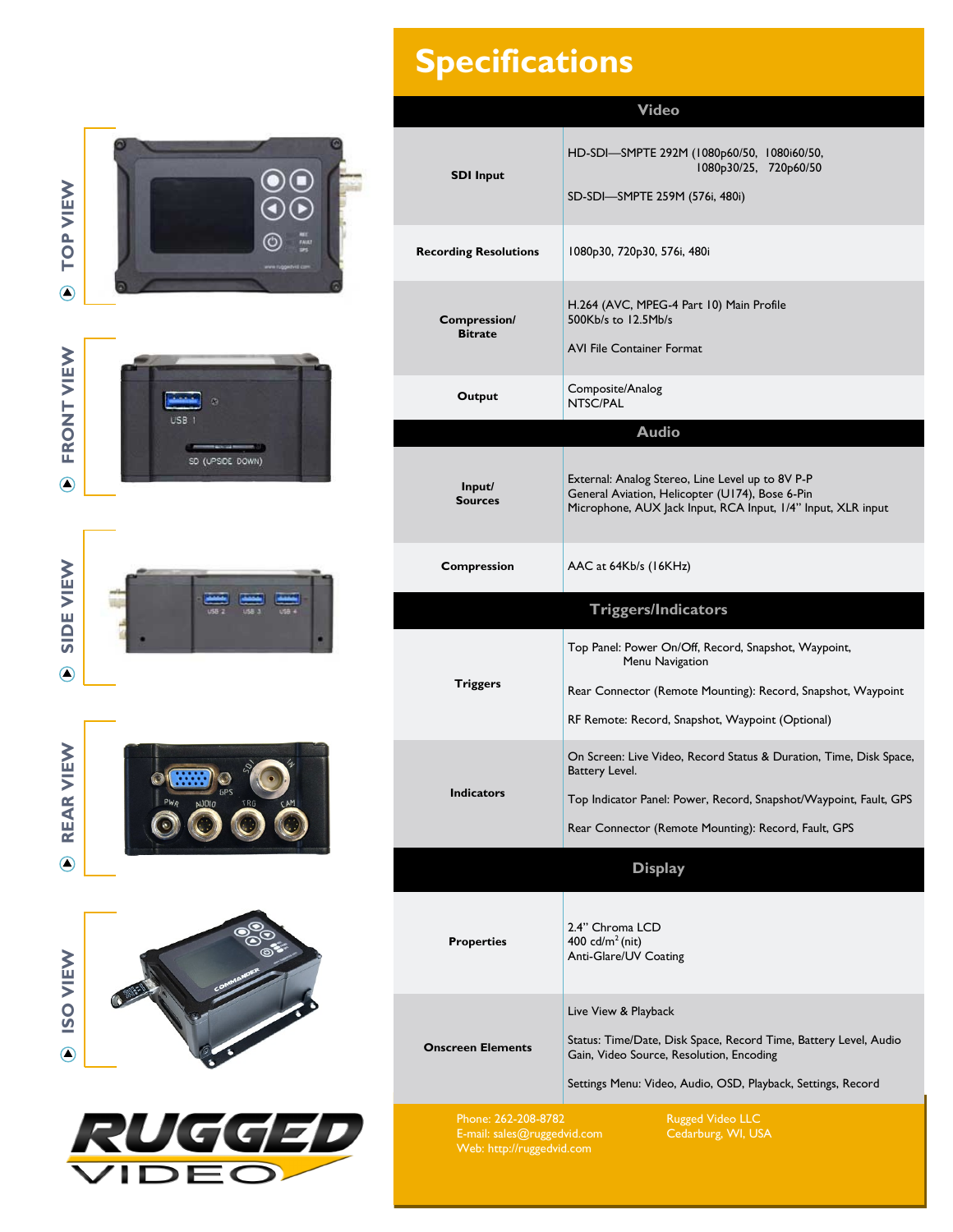TOP VIEW

FRONT VIEW

SIDE VIEW

REAR VIEW

ISO VIEW

# Specifications

| Video | |
|---|---|
| **SDI Input** | HD-SDI—SMPTE 292M (1080p60/50, 1080i60/50, 1080p30/25, 720p60/50<br><br>SD-SDI—SMPTE 259M (576i, 480i) |
| **Recording Resolutions** | 1080p30, 720p30, 576i, 480i |
| **Compression/ Bitrate** | H.264 (AVC, MPEG-4 Part 10) Main Profile<br>500Kb/s to 12.5Mb/s<br><br>AVI File Container Format |
| **Output** | Composite/Analog<br>NTSC/PAL |

| Audio | |
|---|---|
| **Input/ Sources** | External: Analog Stereo, Line Level up to 8V P-P<br>General Aviation, Helicopter (U174), Bose 6-Pin<br>Microphone, AUX Jack Input, RCA Input, 1/4" Input, XLR input |
| **Compression** | AAC at 64Kb/s (16KHz) |

| Triggers/Indicators | |
|---|---|
| **Triggers** | Top Panel: Power On/Off, Record, Snapshot, Waypoint, Menu Navigation<br><br>Rear Connector (Remote Mounting): Record, Snapshot, Waypoint<br><br>RF Remote: Record, Snapshot, Waypoint (Optional) |
| **Indicators** | On Screen: Live Video, Record Status & Duration, Time, Disk Space, Battery Level.<br><br>Top Indicator Panel: Power, Record, Snapshot/Waypoint, Fault, GPS<br><br>Rear Connector (Remote Mounting): Record, Fault, GPS |

| Display | |
|---|---|
| **Properties** | 2.4" Chroma LCD<br>400 cd/m² (nit)<br>Anti-Glare/UV Coating |
| **Onscreen Elements** | Live View & Playback<br><br>Status: Time/Date, Disk Space, Record Time, Battery Level, Audio Gain, Video Source, Resolution, Encoding<br><br>Settings Menu: Video, Audio, OSD, Playback, Settings, Record |

Phone: 262-208-8782
E-mail: sales@ruggedvid.com
Web: http://ruggedvid.com

Rugged Video LLC
Cedarburg, WI, USA

RUGGED VIDEO